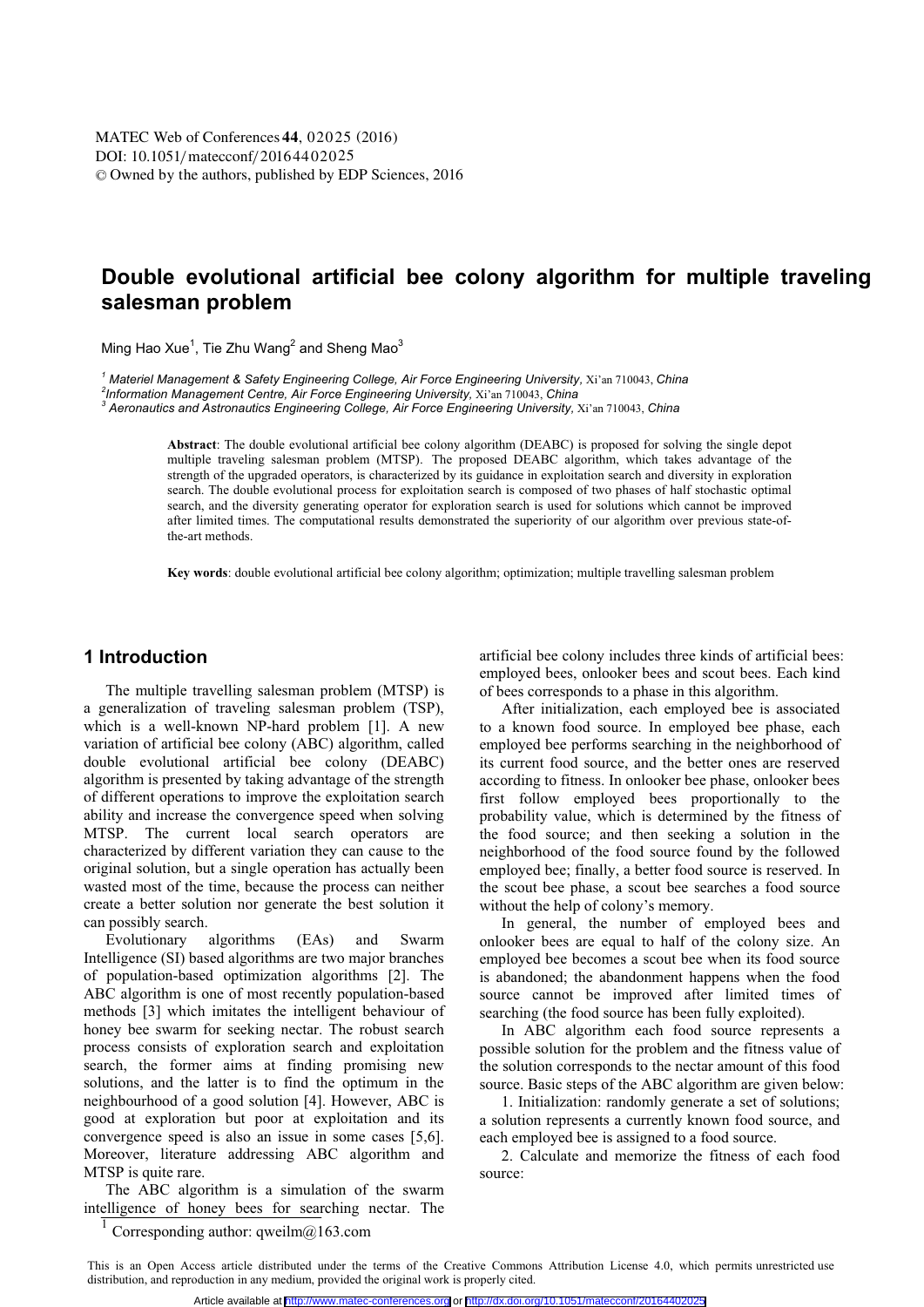# Double evolutional artificial bee colony algorithm for multiple traveling salesman problem

Ming Hao Xue[1], Tie Zhu Wang[2] and Sheng Mao[3]

[1] *Materiel Management & Safety Engineering College, Air Force Engineering University,* Xi'an 710043, *China*
[2] *Information Management Centre, Air Force Engineering University,* Xi'an 710043, *China*
[3] *Aeronautics and Astronautics Engineering College, Air Force Engineering University,* Xi'an 710043, *China*

**Abstract**: The double evolutional artificial bee colony algorithm (DEABC) is proposed for solving the single depot multiple traveling salesman problem (MTSP). The proposed DEABC algorithm, which takes advantage of the strength of the upgraded operators, is characterized by its guidance in exploitation search and diversity in exploration search. The double evolutional process for exploitation search is composed of two phases of half stochastic optimal search, and the diversity generating operator for exploration search is used for solutions which cannot be improved after limited times. The computational results demonstrated the superiority of our algorithm over previous state-of-the-art methods.

**Key words**: double evolutional artificial bee colony algorithm; optimization; multiple travelling salesman problem

## 1 Introduction

The multiple travelling salesman problem (MTSP) is a generalization of traveling salesman problem (TSP), which is a well-known NP-hard problem [1]. A new variation of artificial bee colony (ABC) algorithm, called double evolutional artificial bee colony (DEABC) algorithm is presented by taking advantage of the strength of different operations to improve the exploitation search ability and increase the convergence speed when solving MTSP. The current local search operators are characterized by different variation they can cause to the original solution, but a single operation has actually been wasted most of the time, because the process can neither create a better solution nor generate the best solution it can possibly search.

Evolutionary algorithms (EAs) and Swarm Intelligence (SI) based algorithms are two major branches of population-based optimization algorithms [2]. The ABC algorithm is one of most recently population-based methods [3] which imitates the intelligent behaviour of honey bee swarm for seeking nectar. The robust search process consists of exploration search and exploitation search, the former aims at finding promising new solutions, and the latter is to find the optimum in the neighbourhood of a good solution [4]. However, ABC is good at exploration but poor at exploitation and its convergence speed is also an issue in some cases [5,6]. Moreover, literature addressing ABC algorithm and MTSP is quite rare.

The ABC algorithm is a simulation of the swarm intelligence of honey bees for searching nectar. The artificial bee colony includes three kinds of artificial bees: employed bees, onlooker bees and scout bees. Each kind of bees corresponds to a phase in this algorithm.

After initialization, each employed bee is associated to a known food source. In employed bee phase, each employed bee performs searching in the neighborhood of its current food source, and the better ones are reserved according to fitness. In onlooker bee phase, onlooker bees first follow employed bees proportionally to the probability value, which is determined by the fitness of the food source; and then seeking a solution in the neighborhood of the food source found by the followed employed bee; finally, a better food source is reserved. In the scout bee phase, a scout bee searches a food source without the help of colony's memory.

In general, the number of employed bees and onlooker bees are equal to half of the colony size. An employed bee becomes a scout bee when its food source is abandoned; the abandonment happens when the food source cannot be improved after limited times of searching (the food source has been fully exploited).

In ABC algorithm each food source represents a possible solution for the problem and the fitness value of the solution corresponds to the nectar amount of this food source. Basic steps of the ABC algorithm are given below:

1. Initialization: randomly generate a set of solutions; a solution represents a currently known food source, and each employed bee is assigned to a food source.

2. Calculate and memorize the fitness of each food source:

[1] Corresponding author: qweilm@163.com

This is an Open Access article distributed under the terms of the Creative Commons Attribution License 4.0, which permits unrestricted use distribution, and reproduction in any medium, provided the original work is properly cited.

Article available at http://www.matec-conferences.org or http://dx.doi.org/10.1051/matecconf/20164402025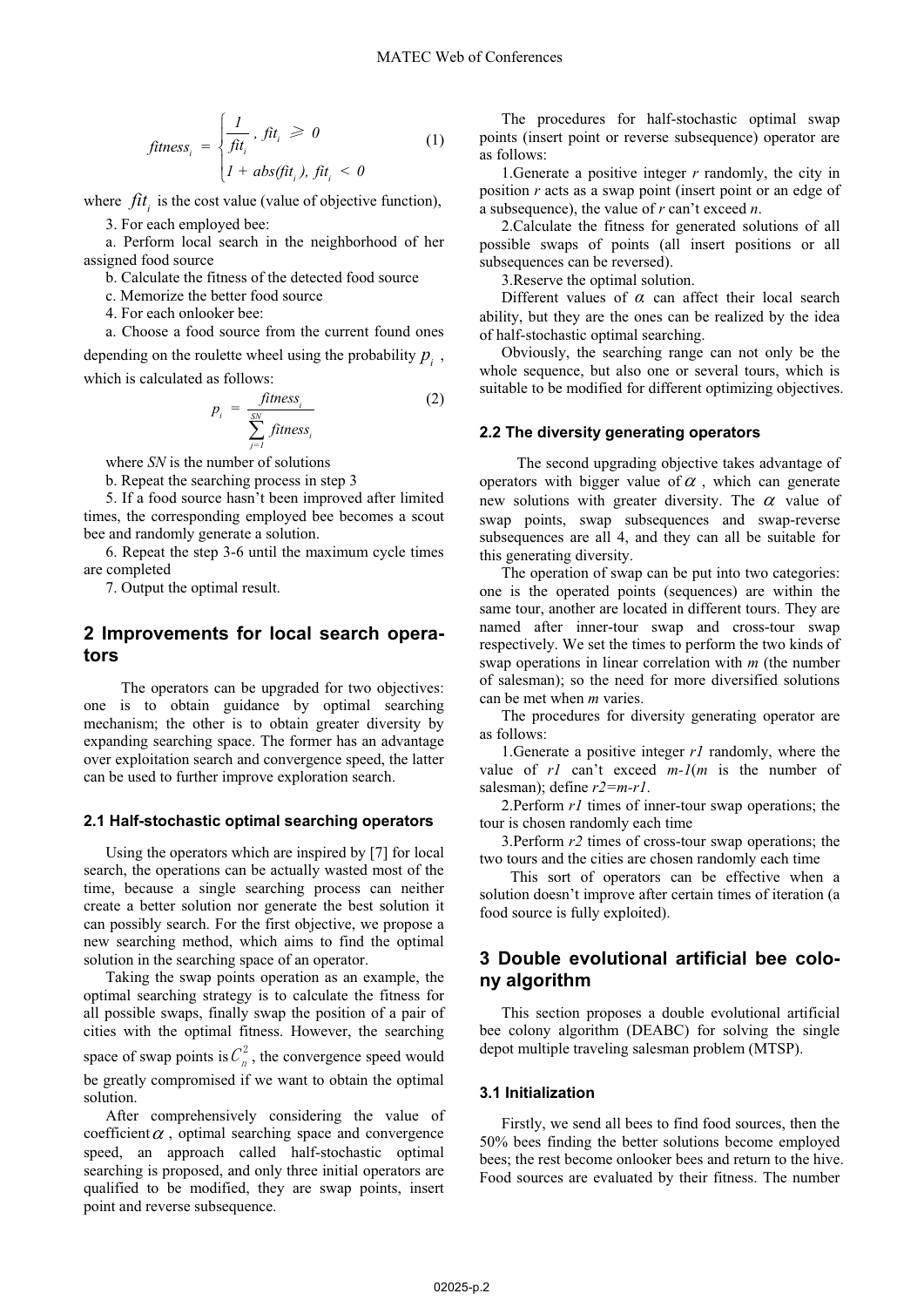$$fitness_i = \begin{cases} \dfrac{1}{fit_i}, \ fit_i \geqslant 0 \\ 1 + abs(fit_i), \ fit_i < 0 \end{cases} \quad (1)$$

where $fit_i$ is the cost value (value of objective function),

3. For each employed bee:

a. Perform local search in the neighborhood of her assigned food source

b. Calculate the fitness of the detected food source

c. Memorize the better food source

4. For each onlooker bee:

a. Choose a food source from the current found ones depending on the roulette wheel using the probability $p_i$, which is calculated as follows:

$$p_i = \frac{fitness_i}{\sum_{j=1}^{SN} fitness_i} \quad (2)$$

where *SN* is the number of solutions

b. Repeat the searching process in step 3

5. If a food source hasn't been improved after limited times, the corresponding employed bee becomes a scout bee and randomly generate a solution.

6. Repeat the step 3-6 until the maximum cycle times are completed

7. Output the optimal result.

## 2 Improvements for local search operators

The operators can be upgraded for two objectives: one is to obtain guidance by optimal searching mechanism; the other is to obtain greater diversity by expanding searching space. The former has an advantage over exploitation search and convergence speed, the latter can be used to further improve exploration search.

### 2.1 Half-stochastic optimal searching operators

Using the operators which are inspired by [7] for local search, the operations can be actually wasted most of the time, because a single searching process can neither create a better solution nor generate the best solution it can possibly search. For the first objective, we propose a new searching method, which aims to find the optimal solution in the searching space of an operator.

Taking the swap points operation as an example, the optimal searching strategy is to calculate the fitness for all possible swaps, finally swap the position of a pair of cities with the optimal fitness. However, the searching space of swap points is $C_n^2$, the convergence speed would be greatly compromised if we want to obtain the optimal solution.

After comprehensively considering the value of coefficient $\alpha$, optimal searching space and convergence speed, an approach called half-stochastic optimal searching is proposed, and only three initial operators are qualified to be modified, they are swap points, insert point and reverse subsequence.

The procedures for half-stochastic optimal swap points (insert point or reverse subsequence) operator are as follows:

1.Generate a positive integer *r* randomly, the city in position *r* acts as a swap point (insert point or an edge of a subsequence), the value of *r* can't exceed *n*.

2.Calculate the fitness for generated solutions of all possible swaps of points (all insert positions or all subsequences can be reversed).

3.Reserve the optimal solution.

Different values of $\alpha$ can affect their local search ability, but they are the ones can be realized by the idea of half-stochastic optimal searching.

Obviously, the searching range can not only be the whole sequence, but also one or several tours, which is suitable to be modified for different optimizing objectives.

### 2.2 The diversity generating operators

The second upgrading objective takes advantage of operators with bigger value of $\alpha$, which can generate new solutions with greater diversity. The $\alpha$ value of swap points, swap subsequences and swap-reverse subsequences are all 4, and they can all be suitable for this generating diversity.

The operation of swap can be put into two categories: one is the operated points (sequences) are within the same tour, another are located in different tours. They are named after inner-tour swap and cross-tour swap respectively. We set the times to perform the two kinds of swap operations in linear correlation with *m* (the number of salesman); so the need for more diversified solutions can be met when *m* varies.

The procedures for diversity generating operator are as follows:

1.Generate a positive integer *r1* randomly, where the value of *r1* can't exceed *m-1*(*m* is the number of salesman); define *r2=m-r1*.

2.Perform *r1* times of inner-tour swap operations; the tour is chosen randomly each time

3.Perform *r2* times of cross-tour swap operations; the two tours and the cities are chosen randomly each time

This sort of operators can be effective when a solution doesn't improve after certain times of iteration (a food source is fully exploited).

## 3 Double evolutional artificial bee colony algorithm

This section proposes a double evolutional artificial bee colony algorithm (DEABC) for solving the single depot multiple traveling salesman problem (MTSP).

### 3.1 Initialization

Firstly, we send all bees to find food sources, then the 50% bees finding the better solutions become employed bees; the rest become onlooker bees and return to the hive. Food sources are evaluated by their fitness. The number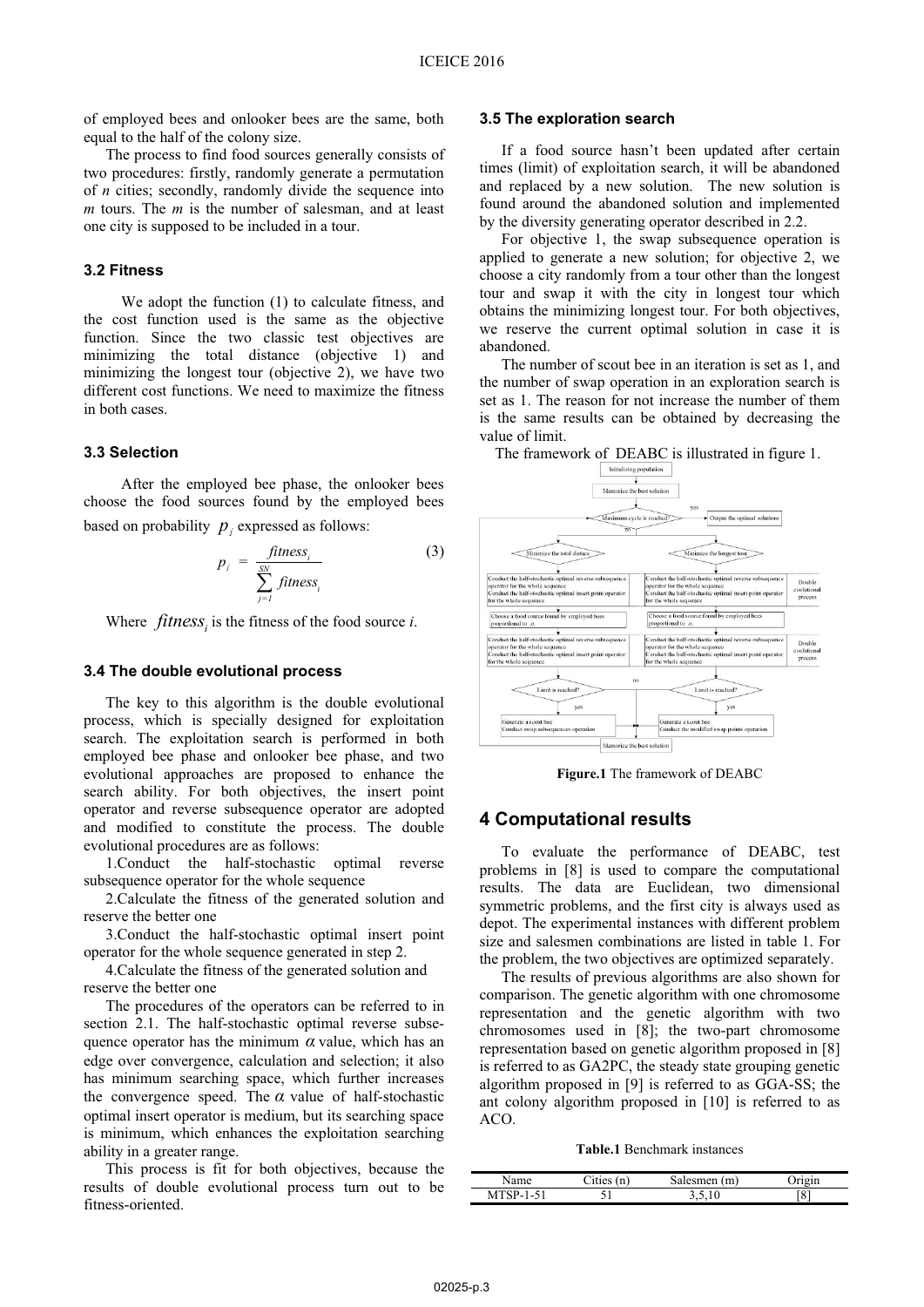of employed bees and onlooker bees are the same, both equal to the half of the colony size.

The process to find food sources generally consists of two procedures: firstly, randomly generate a permutation of *n* cities; secondly, randomly divide the sequence into *m* tours. The *m* is the number of salesman, and at least one city is supposed to be included in a tour.

### 3.2 Fitness

We adopt the function (1) to calculate fitness, and the cost function used is the same as the objective function. Since the two classic test objectives are minimizing the total distance (objective 1) and minimizing the longest tour (objective 2), we have two different cost functions. We need to maximize the fitness in both cases.

### 3.3 Selection

After the employed bee phase, the onlooker bees choose the food sources found by the employed bees based on probability $p_i$ expressed as follows:

$$p_i = \frac{fitness_i}{\sum_{j=1}^{SN} fitness_i} \tag{3}$$

Where $fitness_i$ is the fitness of the food source *i*.

### 3.4 The double evolutional process

The key to this algorithm is the double evolutional process, which is specially designed for exploitation search. The exploitation search is performed in both employed bee phase and onlooker bee phase, and two evolutional approaches are proposed to enhance the search ability. For both objectives, the insert point operator and reverse subsequence operator are adopted and modified to constitute the process. The double evolutional procedures are as follows:

1.Conduct the half-stochastic optimal reverse subsequence operator for the whole sequence

2.Calculate the fitness of the generated solution and reserve the better one

3.Conduct the half-stochastic optimal insert point operator for the whole sequence generated in step 2.

4.Calculate the fitness of the generated solution and reserve the better one

The procedures of the operators can be referred to in section 2.1. The half-stochastic optimal reverse subsequence operator has the minimum $\alpha$ value, which has an edge over convergence, calculation and selection; it also has minimum searching space, which further increases the convergence speed. The $\alpha$ value of half-stochastic optimal insert operator is medium, but its searching space is minimum, which enhances the exploitation searching ability in a greater range.

This process is fit for both objectives, because the results of double evolutional process turn out to be fitness-oriented.

### 3.5 The exploration search

If a food source hasn't been updated after certain times (limit) of exploitation search, it will be abandoned and replaced by a new solution. The new solution is found around the abandoned solution and implemented by the diversity generating operator described in 2.2.

For objective 1, the swap subsequence operation is applied to generate a new solution; for objective 2, we choose a city randomly from a tour other than the longest tour and swap it with the city in longest tour which obtains the minimizing longest tour. For both objectives, we reserve the current optimal solution in case it is abandoned.

The number of scout bee in an iteration is set as 1, and the number of swap operation in an exploration search is set as 1. The reason for not increase the number of them is the same results can be obtained by decreasing the value of limit.

The framework of DEABC is illustrated in figure 1.

**Figure.1** The framework of DEABC

## 4 Computational results

To evaluate the performance of DEABC, test problems in [8] is used to compare the computational results. The data are Euclidean, two dimensional symmetric problems, and the first city is always used as depot. The experimental instances with different problem size and salesmen combinations are listed in table 1. For the problem, the two objectives are optimized separately.

The results of previous algorithms are also shown for comparison. The genetic algorithm with one chromosome representation and the genetic algorithm with two chromosomes used in [8]; the two-part chromosome representation based on genetic algorithm proposed in [8] is referred to as GA2PC, the steady state grouping genetic algorithm proposed in [9] is referred to as GGA-SS; the ant colony algorithm proposed in [10] is referred to as ACO.

**Table.1** Benchmark instances

| Name | Cities (n) | Salesmen (m) | Origin |
|---|---|---|---|
| MTSP-1-51 | 51 | 3,5,10 | [8] |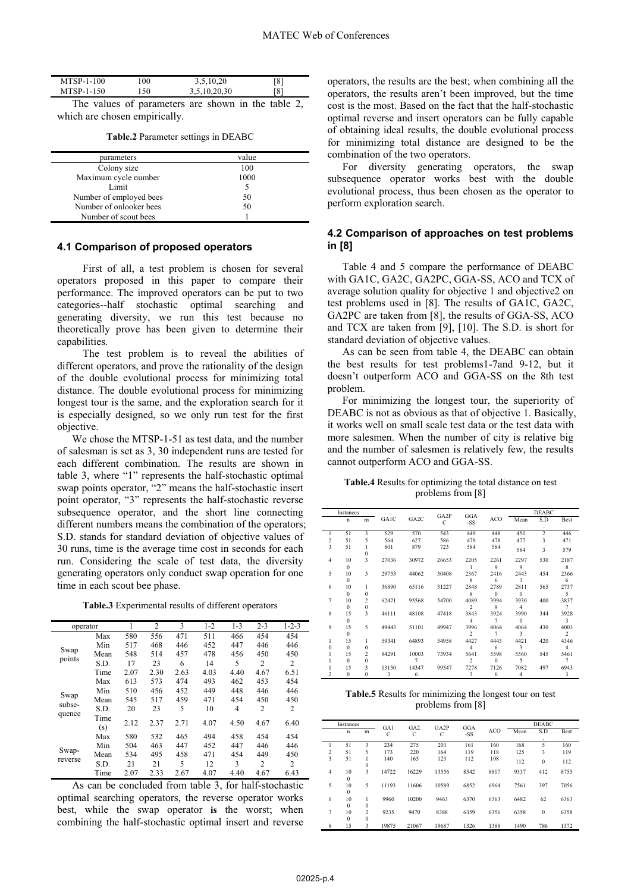| | | | |
|---|---|---|---|
| MTSP-1-100 | 100 | 3,5,10,20 | [8] |
| MTSP-1-150 | 150 | 3,5,10,20,30 | [8] |

The values of parameters are shown in the table 2, which are chosen empirically.

**Table.2** Parameter settings in DEABC

| parameters | value |
|---|---|
| Colony size | 100 |
| Maximum cycle number | 1000 |
| Limit | 5 |
| Number of employed bees | 50 |
| Number of onlooker bees | 50 |
| Number of scout bees | 1 |

### 4.1 Comparison of proposed operators

First of all, a test problem is chosen for several operators proposed in this paper to compare their performance. The improved operators can be put to two categories--half stochastic optimal searching and generating diversity, we run this test because no theoretically prove has been given to determine their capabilities.

The test problem is to reveal the abilities of different operators, and prove the rationality of the design of the double evolutional process for minimizing total distance. The double evolutional process for minimizing longest tour is the same, and the exploration search for it is especially designed, so we only run test for the first objective.

We chose the MTSP-1-51 as test data, and the number of salesman is set as 3, 30 independent runs are tested for each different combination. The results are shown in table 3, where "1" represents the half-stochastic optimal swap points operator, "2" means the half-stochastic insert point operator, "3" represents the half-stochastic reverse subsequence operator, and the short line connecting different numbers means the combination of the operators; S.D. stands for standard deviation of objective values of 30 runs, time is the average time cost in seconds for each run. Considering the scale of test data, the diversity generating operators only conduct swap operation for one time in each scout bee phase.

**Table.3** Experimental results of different operators

| operator | | 1 | 2 | 3 | 1-2 | 1-3 | 2-3 | 1-2-3 |
|---|---|---|---|---|---|---|---|---|
| Swap points | Max | 580 | 556 | 471 | 511 | 466 | 454 | 454 |
| | Min | 517 | 468 | 446 | 452 | 447 | 446 | 446 |
| | Mean | 548 | 514 | 457 | 478 | 456 | 450 | 450 |
| | S.D. | 17 | 23 | 6 | 14 | 5 | 2 | 2 |
| | Time | 2.07 | 2.30 | 2.63 | 4.03 | 4.40 | 4.67 | 6.51 |
| Swap subse-quence | Max | 613 | 573 | 474 | 493 | 462 | 453 | 454 |
| | Min | 510 | 456 | 452 | 449 | 448 | 446 | 446 |
| | Mean | 545 | 517 | 459 | 471 | 454 | 450 | 450 |
| | S.D. | 20 | 23 | 5 | 10 | 4 | 2 | 2 |
| | Time (s) | 2.12 | 2.37 | 2.71 | 4.07 | 4.50 | 4.67 | 6.40 |
| Swap-reverse | Max | 580 | 532 | 465 | 494 | 458 | 454 | 454 |
| | Min | 504 | 463 | 447 | 452 | 447 | 446 | 446 |
| | Mean | 534 | 495 | 458 | 471 | 454 | 449 | 450 |
| | S.D. | 21 | 21 | 5 | 12 | 3 | 2 | 2 |
| | Time | 2.07 | 2.33 | 2.67 | 4.07 | 4.40 | 4.67 | 6.43 |

As can be concluded from table 3, for half-stochastic optimal searching operators, the reverse operator works best, while the swap operator **is** the worst; when combining the half-stochastic optimal insert and reverse operators, the results are the best; when combining all the operators, the results aren't been improved, but the time cost is the most. Based on the fact that the half-stochastic optimal reverse and insert operators can be fully capable of obtaining ideal results, the double evolutional process for minimizing total distance are designed to be the combination of the two operators.

For diversity generating operators, the swap subsequence operator works best with the double evolutional process, thus been chosen as the operator to perform exploration search.

### 4.2 Comparison of approaches on test problems in [8]

Table 4 and 5 compare the performance of DEABC with GA1C, GA2C, GA2PC, GGA-SS, ACO and TCX of average solution quality for objective 1 and objective2 on test problems used in [8]. The results of GA1C, GA2C, GA2PC are taken from [8], the results of GGA-SS, ACO and TCX are taken from [9], [10]. The S.D. is short for standard deviation of objective values.

As can be seen from table 4, the DEABC can obtain the best results for test problems1-7and 9-12, but it doesn't outperform ACO and GGA-SS on the 8th test problem.

For minimizing the longest tour, the superiority of DEABC is not as obvious as that of objective 1. Basically, it works well on small scale test data or the test data with more salesmen. When the number of city is relative big and the number of salesmen is relatively few, the results cannot outperform ACO and GGA-SS.

**Table.4** Results for optimizing the total distance on test problems from [8]

| | Instances | | GA1C | GA2C | GA2PC | GGA-SS | ACO | DEABC | | |
|---|---|---|---|---|---|---|---|---|---|---|
| | n | m | | | | | | Mean | S.D. | Best |
| 1 | 51 | 3 | 529 | 570 | 543 | 449 | 448 | 450 | 2 | 446 |
| 2 | 51 | 5 | 564 | 627 | 586 | 479 | 478 | 477 | 3 | 471 |
| 3 | 51 | 10 | 801 | 879 | 723 | 584 | 584 | 584 | 3 | 579 |
| 4 | 100 | 3 | 27036 | 30972 | 26653 | 22051 | 22619 | 22979 | 530 | 21878 |
| 5 | 100 | 5 | 29753 | 44062 | 30408 | 23678 | 24166 | 24433 | 454 | 23666 |
| 6 | 100 | 10 | 36890 | 65116 | 31227 | 28488 | 27890 | 28110 | 565 | 27375 |
| 7 | 100 | 20 | 62471 | 95568 | 54700 | 40892 | 39949 | 39304 | 400 | 38377 |
| 8 | 150 | 3 | 46111 | 48108 | 47418 | 38434 | 39247 | 39900 | 344 | 39283 |
| 9 | 150 | 5 | 49443 | 51101 | 49947 | 39962 | 40647 | 40643 | 430 | 40032 |
| 10 | 150 | 10 | 59341 | 64893 | 54958 | 44274 | 44436 | 44213 | 420 | 43464 |
| 11 | 150 | 20 | 94291 | 100037 | 73934 | 56412 | 55980 | 55605 | 545 | 54617 |
| 12 | 150 | 30 | 131503 | 143476 | 99547 | 72783 | 71266 | 70824 | 497 | 69433 |

**Table.5** Results for minimizing the longest tour on test problems from [8]

| | Instances | | GA1C | GA2C | GA2PC | GGA-SS | ACO | DEABC | | |
|---|---|---|---|---|---|---|---|---|---|---|
| | n | m | | | | | | Mean | S.D. | Best |
| 1 | 51 | 3 | 234 | 275 | 203 | 161 | 160 | 168 | 5 | 160 |
| 2 | 51 | 5 | 173 | 220 | 164 | 119 | 118 | 125 | 3 | 119 |
| 3 | 51 | 10 | 140 | 165 | 123 | 112 | 108 | 112 | 0 | 112 |
| 4 | 100 | 3 | 14722 | 16229 | 13556 | 8542 | 8817 | 9337 | 412 | 8755 |
| 5 | 100 | 5 | 11193 | 11606 | 10589 | 6852 | 6964 | 7561 | 397 | 7056 |
| 6 | 100 | 10 | 9960 | 10200 | 9463 | 6370 | 6363 | 6482 | 62 | 6363 |
| 7 | 100 | 20 | 9235 | 9470 | 8388 | 6359 | 6356 | 6358 | 0 | 6358 |
| 8 | 150 | 3 | 19875 | 21067 | 19687 | 1326 | 1388 | 1490 | 786 | 1372 |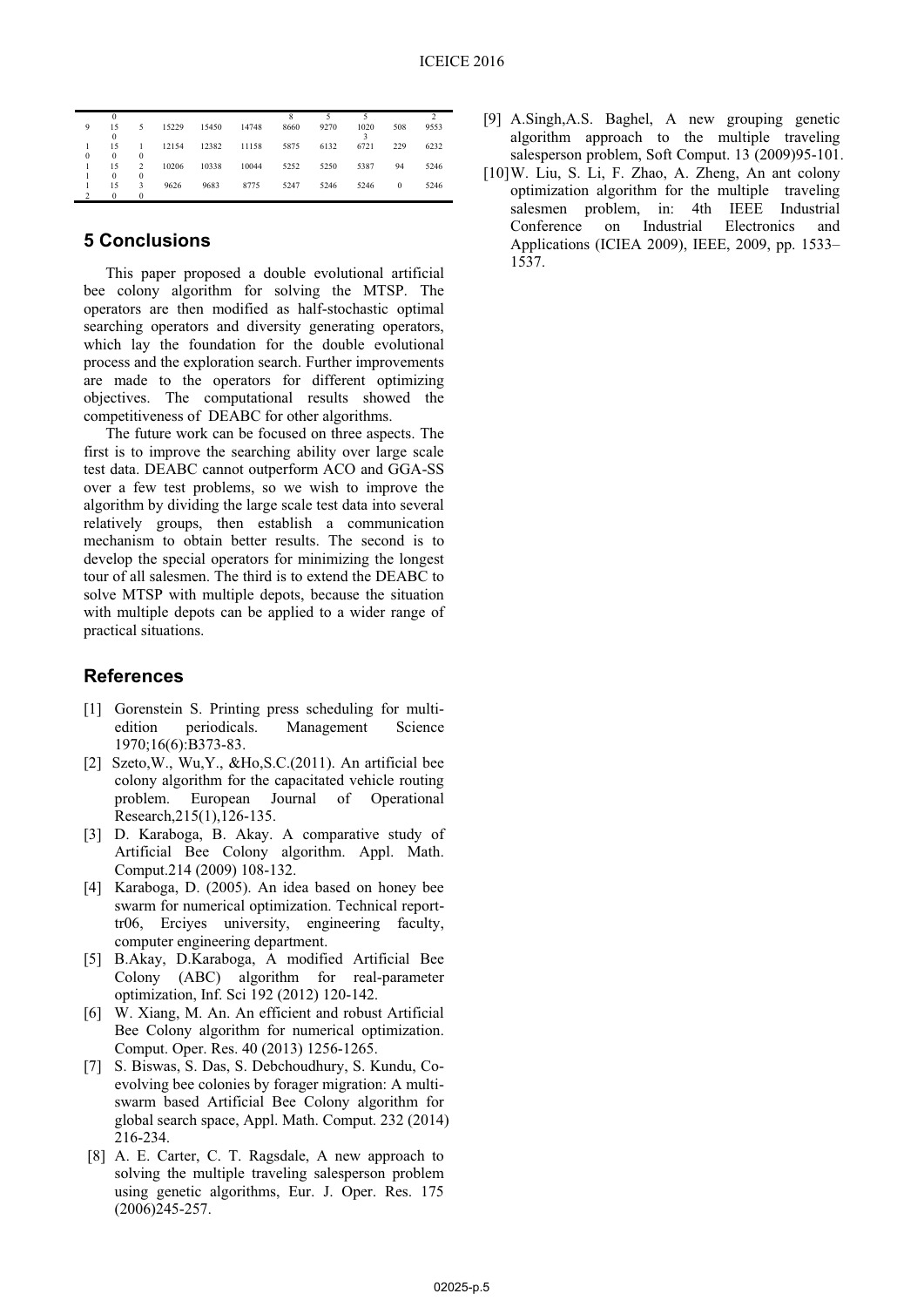| | | | | | | | | | | |
|---|---|---|---|---|---|---|---|---|---|---|
| | 0 | | | | | 8 | 5 | 5 | | 2 |
| 9 | 150 | 5 | 15229 | 15450 | 14748 | 8660 | 9270 | 10203 | 508 | 9553 |
| 10 | 150 | 10 | 12154 | 12382 | 11158 | 5875 | 6132 | 6721 | 229 | 6232 |
| 11 | 150 | 20 | 10206 | 10338 | 10044 | 5252 | 5250 | 5387 | 94 | 5246 |
| 12 | 150 | 30 | 9626 | 9683 | 8775 | 5247 | 5246 | 5246 | 0 | 5246 |

## 5 Conclusions

This paper proposed a double evolutional artificial bee colony algorithm for solving the MTSP. The operators are then modified as half-stochastic optimal searching operators and diversity generating operators, which lay the foundation for the double evolutional process and the exploration search. Further improvements are made to the operators for different optimizing objectives. The computational results showed the competitiveness of DEABC for other algorithms.

The future work can be focused on three aspects. The first is to improve the searching ability over large scale test data. DEABC cannot outperform ACO and GGA-SS over a few test problems, so we wish to improve the algorithm by dividing the large scale test data into several relatively groups, then establish a communication mechanism to obtain better results. The second is to develop the special operators for minimizing the longest tour of all salesmen. The third is to extend the DEABC to solve MTSP with multiple depots, because the situation with multiple depots can be applied to a wider range of practical situations.

## References

[1] Gorenstein S. Printing press scheduling for multi-edition periodicals. Management Science 1970;16(6):B373-83.

[2] Szeto,W., Wu,Y., &Ho,S.C.(2011). An artificial bee colony algorithm for the capacitated vehicle routing problem. European Journal of Operational Research,215(1),126-135.

[3] D. Karaboga, B. Akay. A comparative study of Artificial Bee Colony algorithm. Appl. Math. Comput.214 (2009) 108-132.

[4] Karaboga, D. (2005). An idea based on honey bee swarm for numerical optimization. Technical report-tr06, Erciyes university, engineering faculty, computer engineering department.

[5] B.Akay, D.Karaboga, A modified Artificial Bee Colony (ABC) algorithm for real-parameter optimization, Inf. Sci 192 (2012) 120-142.

[6] W. Xiang, M. An. An efficient and robust Artificial Bee Colony algorithm for numerical optimization. Comput. Oper. Res. 40 (2013) 1256-1265.

[7] S. Biswas, S. Das, S. Debchoudhury, S. Kundu, Co-evolving bee colonies by forager migration: A multi-swarm based Artificial Bee Colony algorithm for global search space, Appl. Math. Comput. 232 (2014) 216-234.

[8] A. E. Carter, C. T. Ragsdale, A new approach to solving the multiple traveling salesperson problem using genetic algorithms, Eur. J. Oper. Res. 175 (2006)245-257.

[9] A.Singh,A.S. Baghel, A new grouping genetic algorithm approach to the multiple traveling salesperson problem, Soft Comput. 13 (2009)95-101.

[10] W. Liu, S. Li, F. Zhao, A. Zheng, An ant colony optimization algorithm for the multiple traveling salesmen problem, in: 4th IEEE Industrial Conference on Industrial Electronics and Applications (ICIEA 2009), IEEE, 2009, pp. 1533–1537.